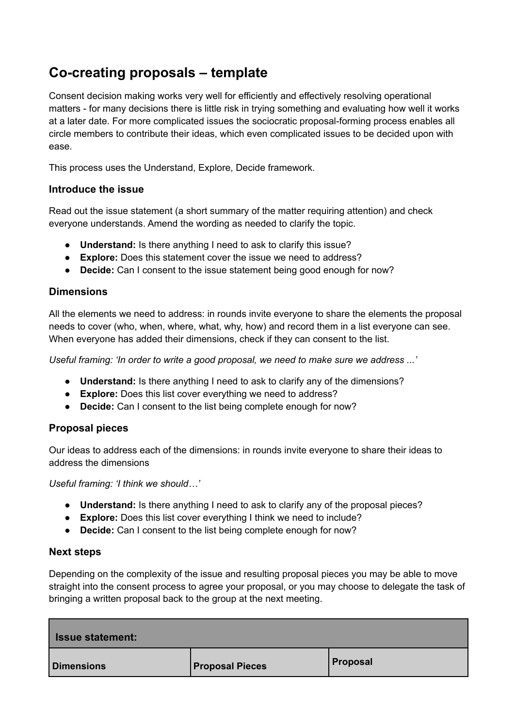# Co-creating proposals – template

Consent decision making works very well for efficiently and effectively resolving operational matters - for many decisions there is little risk in trying something and evaluating how well it works at a later date. For more complicated issues the sociocratic proposal-forming process enables all circle members to contribute their ideas, which even complicated issues to be decided upon with ease.

This process uses the Understand, Explore, Decide framework.

### Introduce the issue

Read out the issue statement (a short summary of the matter requiring attention) and check everyone understands. Amend the wording as needed to clarify the topic.

- **Understand:** Is there anything I need to ask to clarify this issue?
- **Explore:** Does this statement cover the issue we need to address?
- **Decide:** Can I consent to the issue statement being good enough for now?

### Dimensions

All the elements we need to address: in rounds invite everyone to share the elements the proposal needs to cover (who, when, where, what, why, how) and record them in a list everyone can see. When everyone has added their dimensions, check if they can consent to the list.

*Useful framing: 'In order to write a good proposal, we need to make sure we address ...'*

- **Understand:** Is there anything I need to ask to clarify any of the dimensions?
- **Explore:** Does this list cover everything we need to address?
- **Decide:** Can I consent to the list being complete enough for now?

### Proposal pieces

Our ideas to address each of the dimensions: in rounds invite everyone to share their ideas to address the dimensions

*Useful framing: 'I think we should…'*

- **Understand:** Is there anything I need to ask to clarify any of the proposal pieces?
- **Explore:** Does this list cover everything I think we need to include?
- **Decide:** Can I consent to the list being complete enough for now?

### Next steps

Depending on the complexity of the issue and resulting proposal pieces you may be able to move straight into the consent process to agree your proposal, or you may choose to delegate the task of bringing a written proposal back to the group at the next meeting.

| **Issue statement:** | | |
|---|---|---|
| **Dimensions** | **Proposal Pieces** | **Proposal** |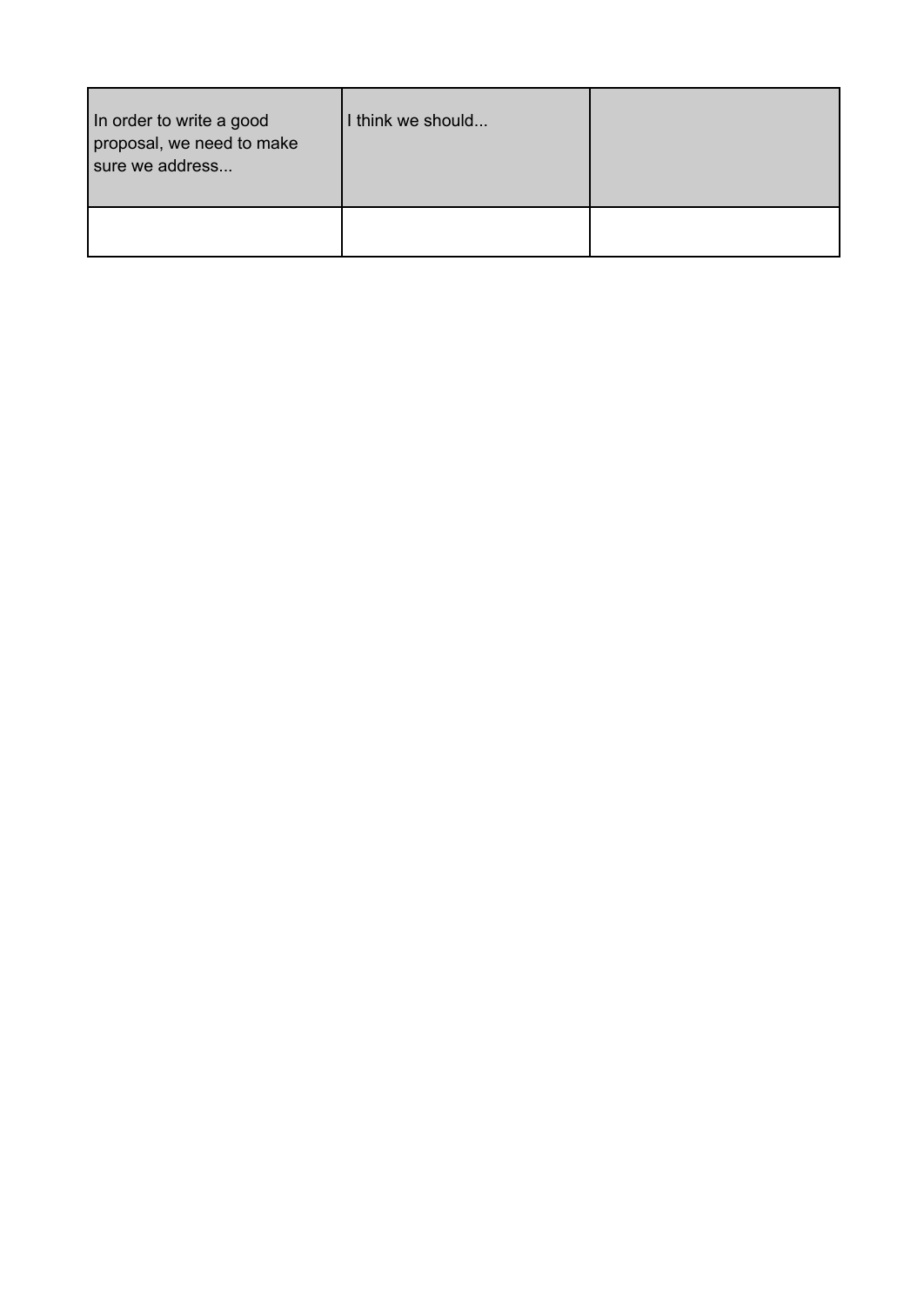| In order to write a good proposal, we need to make sure we address... | I think we should... | |
| --- | --- | --- |
| | | |